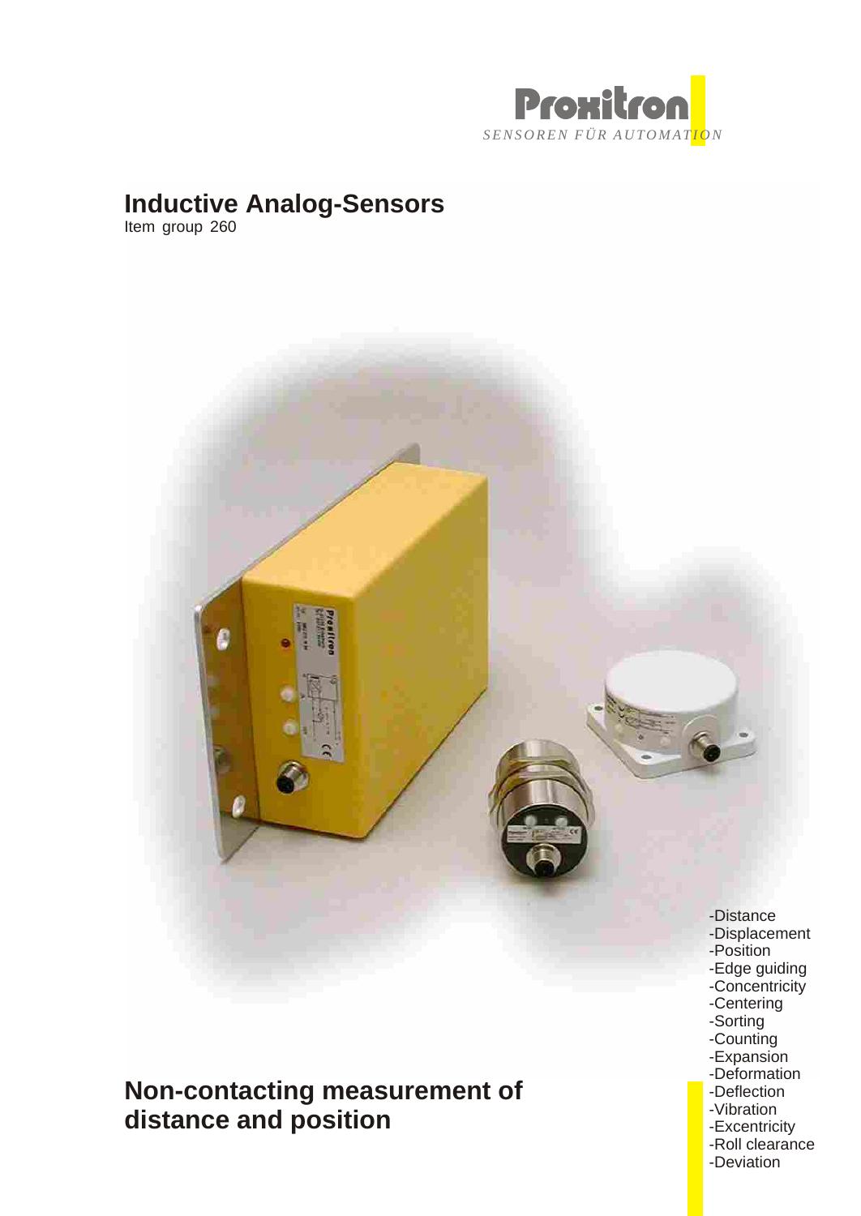Proxitron

*SENSOREN FÜR AUTOMATION*

# Inductive Analog-Sensors

Item group 260

-Distance
-Displacement
-Position
-Edge guiding
-Concentricity
-Centering
-Sorting
-Counting
-Expansion
-Deformation
-Deflection
-Vibration
-Excentricity
-Roll clearance
-Deviation

## Non-contacting measurement of distance and position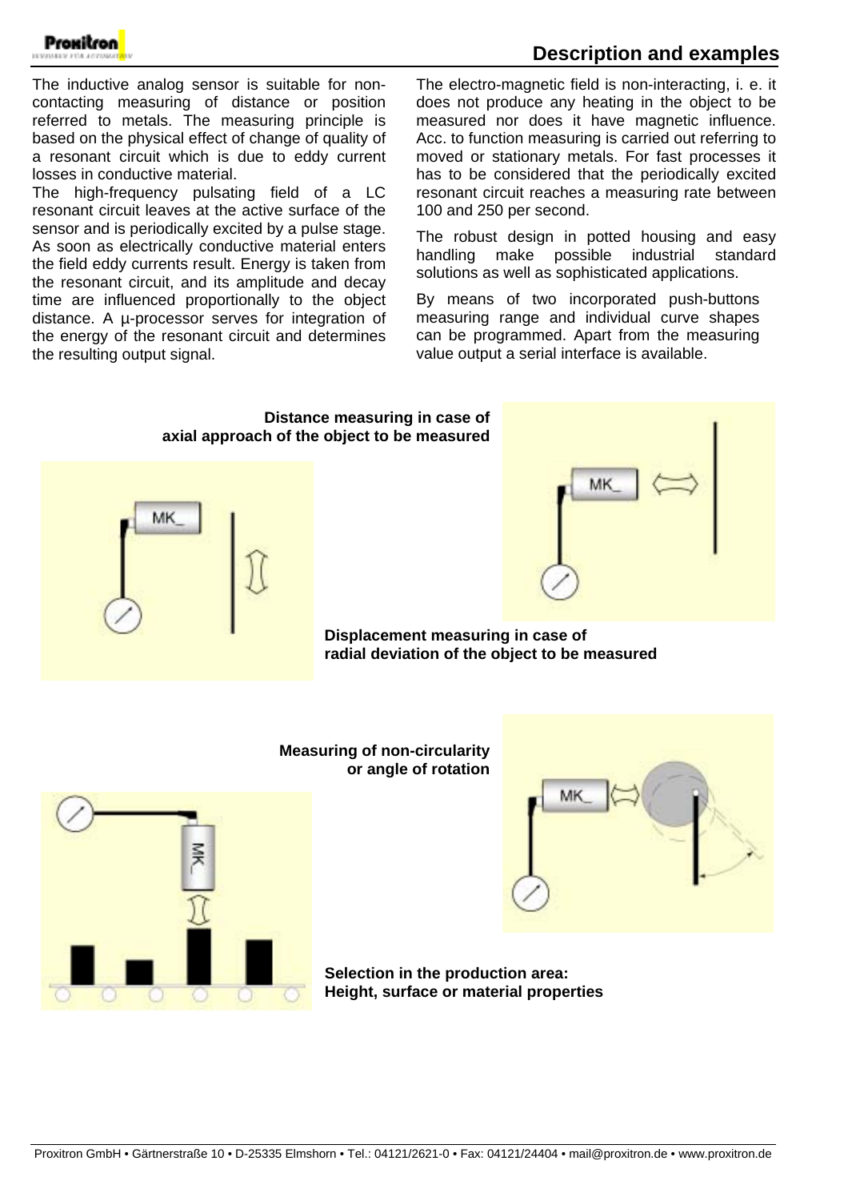## Description and examples

The inductive analog sensor is suitable for non-contacting measuring of distance or position referred to metals. The measuring principle is based on the physical effect of change of quality of a resonant circuit which is due to eddy current losses in conductive material.
The high-frequency pulsating field of a LC resonant circuit leaves at the active surface of the sensor and is periodically excited by a pulse stage. As soon as electrically conductive material enters the field eddy currents result. Energy is taken from the resonant circuit, and its amplitude and decay time are influenced proportionally to the object distance. A µ-processor serves for integration of the energy of the resonant circuit and determines the resulting output signal.

The electro-magnetic field is non-interacting, i. e. it does not produce any heating in the object to be measured nor does it have magnetic influence. Acc. to function measuring is carried out referring to moved or stationary metals. For fast processes it has to be considered that the periodically excited resonant circuit reaches a measuring rate between 100 and 250 per second.

The robust design in potted housing and easy handling make possible industrial standard solutions as well as sophisticated applications.

By means of two incorporated push-buttons measuring range and individual curve shapes can be programmed. Apart from the measuring value output a serial interface is available.

**Distance measuring in case of axial approach of the object to be measured**

**Displacement measuring in case of radial deviation of the object to be measured**

**Measuring of non-circularity or angle of rotation**

**Selection in the production area: Height, surface or material properties**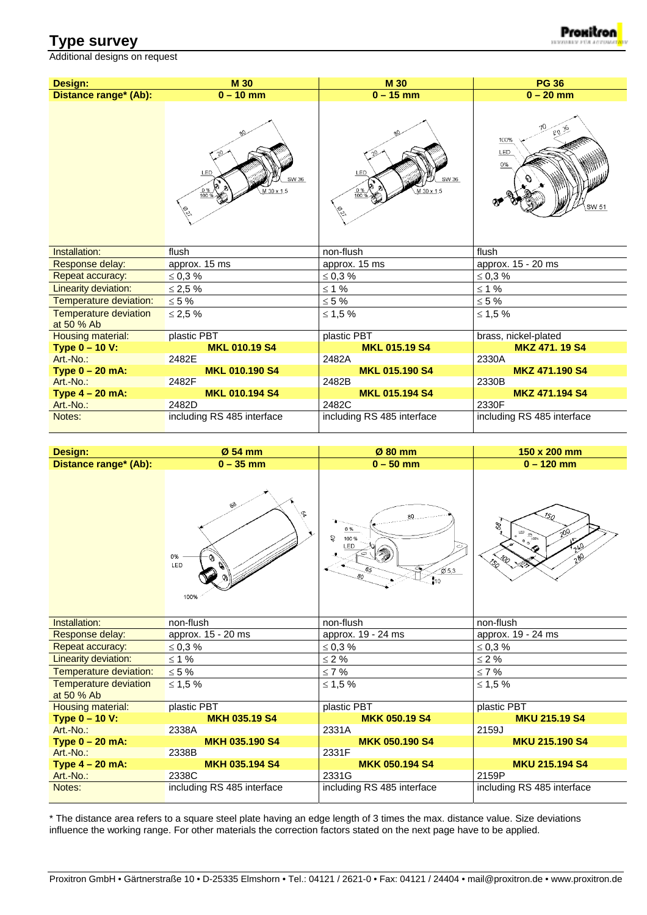# Type survey

Additional designs on request

| Design: | M 30 | M 30 | PG 36 |
|---|---|---|---|
| Distance range* (Ab): | 0 – 10 mm | 0 – 15 mm | 0 – 20 mm |
| Installation: | flush | non-flush | flush |
| Response delay: | approx. 15 ms | approx. 15 ms | approx. 15 - 20 ms |
| Repeat accuracy: | ≤ 0,3 % | ≤ 0,3 % | ≤ 0,3 % |
| Linearity deviation: | ≤ 2,5 % | ≤ 1 % | ≤ 1 % |
| Temperature deviation: | ≤ 5 % | ≤ 5 % | ≤ 5 % |
| Temperature deviation at 50 % Ab | ≤ 2,5 % | ≤ 1,5 % | ≤ 1,5 % |
| Housing material: | plastic PBT | plastic PBT | brass, nickel-plated |
| **Type 0 – 10 V:** | **MKL 010.19 S4** | **MKL 015.19 S4** | **MKZ 471. 19 S4** |
| Art.-No.: | 2482E | 2482A | 2330A |
| **Type 0 – 20 mA:** | **MKL 010.190 S4** | **MKL 015.190 S4** | **MKZ 471.190 S4** |
| Art.-No.: | 2482F | 2482B | 2330B |
| **Type 4 – 20 mA:** | **MKL 010.194 S4** | **MKL 015.194 S4** | **MKZ 471.194 S4** |
| Art.-No.: | 2482D | 2482C | 2330F |
| Notes: | including RS 485 interface | including RS 485 interface | including RS 485 interface |

| Design: | Ø 54 mm | Ø 80 mm | 150 x 200 mm |
|---|---|---|---|
| Distance range* (Ab): | 0 – 35 mm | 0 – 50 mm | 0 – 120 mm |
| Installation: | non-flush | non-flush | non-flush |
| Response delay: | approx. 15 - 20 ms | approx. 19 - 24 ms | approx. 19 - 24 ms |
| Repeat accuracy: | ≤ 0,3 % | ≤ 0,3 % | ≤ 0,3 % |
| Linearity deviation: | ≤ 1 % | ≤ 2 % | ≤ 2 % |
| Temperature deviation: | ≤ 5 % | ≤ 7 % | ≤ 7 % |
| Temperature deviation at 50 % Ab | ≤ 1,5 % | ≤ 1,5 % | ≤ 1,5 % |
| Housing material: | plastic PBT | plastic PBT | plastic PBT |
| **Type 0 – 10 V:** | **MKH 035.19 S4** | **MKK 050.19 S4** | **MKU 215.19 S4** |
| Art.-No.: | 2338A | 2331A | 2159J |
| **Type 0 – 20 mA:** | **MKH 035.190 S4** | **MKK 050.190 S4** | **MKU 215.190 S4** |
| Art.-No.: | 2338B | 2331F | |
| **Type 4 – 20 mA:** | **MKH 035.194 S4** | **MKK 050.194 S4** | **MKU 215.194 S4** |
| Art.-No.: | 2338C | 2331G | 2159P |
| Notes: | including RS 485 interface | including RS 485 interface | including RS 485 interface |

* The distance area refers to a square steel plate having an edge length of 3 times the max. distance value. Size deviations influence the working range. For other materials the correction factors stated on the next page have to be applied.

Proxitron GmbH • Gärtnerstraße 10 • D-25335 Elmshorn • Tel.: 04121 / 2621-0 • Fax: 04121 / 24404 • mail@proxitron.de • www.proxitron.de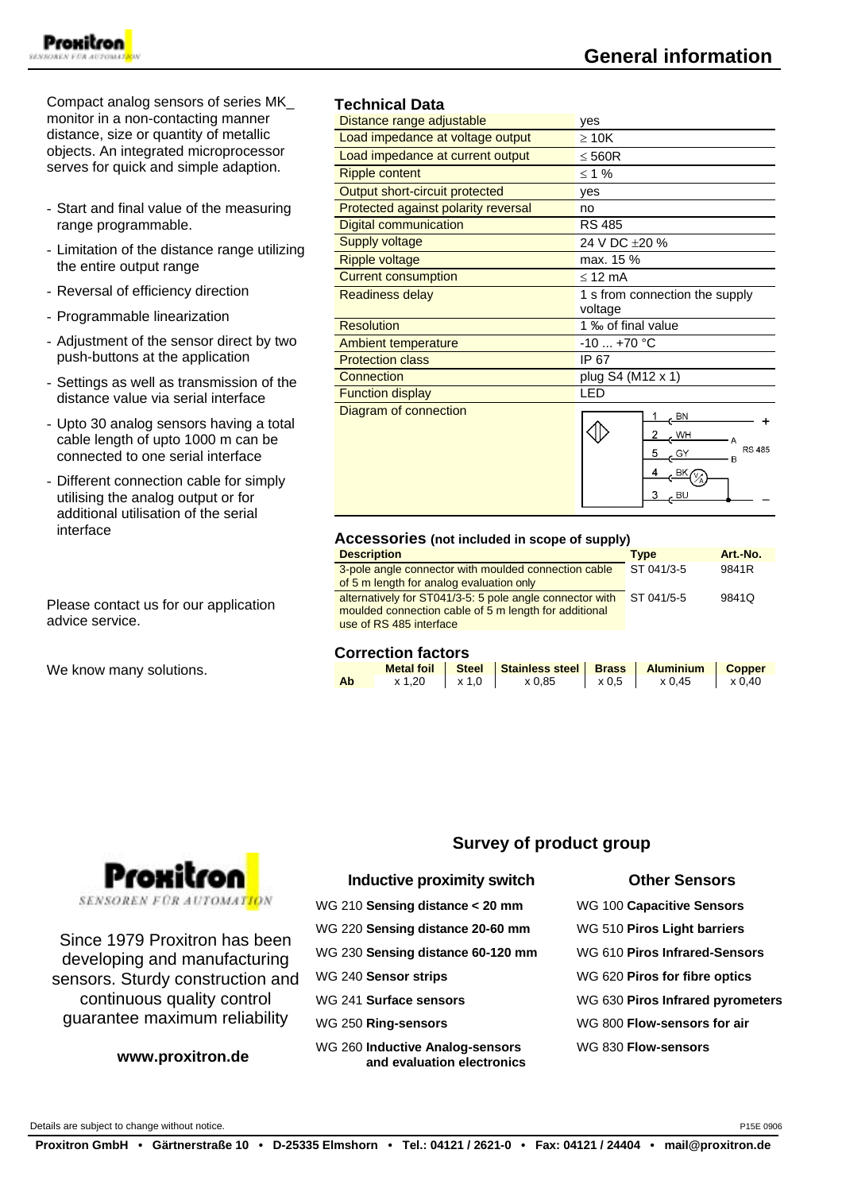## General information

Compact analog sensors of series MK_ monitor in a non-contacting manner distance, size or quantity of metallic objects. An integrated microprocessor serves for quick and simple adaption.

- Start and final value of the measuring range programmable.
- Limitation of the distance range utilizing the entire output range
- Reversal of efficiency direction
- Programmable linearization
- Adjustment of the sensor direct by two push-buttons at the application
- Settings as well as transmission of the distance value via serial interface
- Upto 30 analog sensors having a total cable length of upto 1000 m can be connected to one serial interface
- Different connection cable for simply utilising the analog output or for additional utilisation of the serial interface

Please contact us for our application advice service.

We know many solutions.

### Technical Data

| | |
|---|---|
| Distance range adjustable | yes |
| Load impedance at voltage output | ≥ 10K |
| Load impedance at current output | ≤ 560R |
| Ripple content | ≤ 1 % |
| Output short-circuit protected | yes |
| Protected against polarity reversal | no |
| Digital communication | RS 485 |
| Supply voltage | 24 V DC ±20 % |
| Ripple voltage | max. 15 % |
| Current consumption | ≤ 12 mA |
| Readiness delay | 1 s from connection the supply voltage |
| Resolution | 1 ‰ of final value |
| Ambient temperature | -10 ... +70 °C |
| Protection class | IP 67 |
| Connection | plug S4 (M12 x 1) |
| Function display | LED |
| Diagram of connection | 1 BN +; 2 WH A; 5 GY B RS 485; 4 BK V/A; 3 BU – |

### Accessories (not included in scope of supply)

| Description | Type | Art.-No. |
|---|---|---|
| 3-pole angle connector with moulded connection cable of 5 m length for analog evaluation only | ST 041/3-5 | 9841R |
| alternatively for ST041/3-5: 5 pole angle connector with moulded connection cable of 5 m length for additional use of RS 485 interface | ST 041/5-5 | 9841Q |

### Correction factors

| | Metal foil | Steel | Stainless steel | Brass | Aluminium | Copper |
|---|---|---|---|---|---|---|
| Ab | x 1,20 | x 1,0 | x 0,85 | x 0,5 | x 0,45 | x 0,40 |

Proxitron
SENSOREN FÜR AUTOMATION

Since 1979 Proxitron has been developing and manufacturing sensors. Sturdy construction and continuous quality control guarantee maximum reliability

**www.proxitron.de**

## Survey of product group

### Inductive proximity switch

WG 210 **Sensing distance < 20 mm**
WG 220 **Sensing distance 20-60 mm**
WG 230 **Sensing distance 60-120 mm**
WG 240 **Sensor strips**
WG 241 **Surface sensors**
WG 250 **Ring-sensors**
WG 260 **Inductive Analog-sensors and evaluation electronics**

### Other Sensors

WG 100 **Capacitive Sensors**
WG 510 **Piros Light barriers**
WG 610 **Piros Infrared-Sensors**
WG 620 **Piros for fibre optics**
WG 630 **Piros Infrared pyrometers**
WG 800 **Flow-sensors for air**
WG 830 **Flow-sensors**

Details are subject to change without notice. P15E 0906

**Proxitron GmbH • Gärtnerstraße 10 • D-25335 Elmshorn • Tel.: 04121 / 2621-0 • Fax: 04121 / 24404 • mail@proxitron.de**